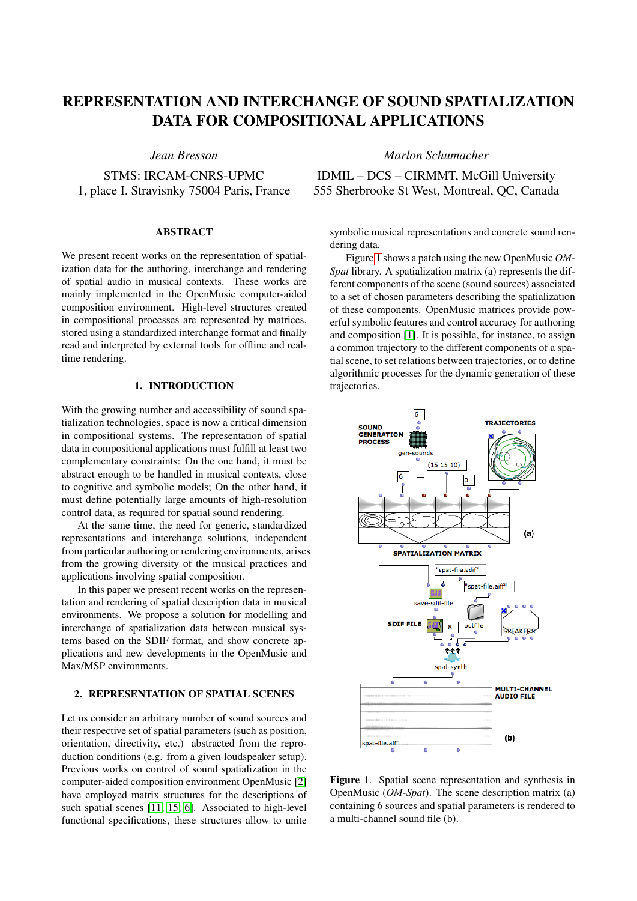# REPRESENTATION AND INTERCHANGE OF SOUND SPATIALIZATION DATA FOR COMPOSITIONAL APPLICATIONS

*Jean Bresson*
STMS: IRCAM-CNRS-UPMC
1, place I. Stravisnky 75004 Paris, France

*Marlon Schumacher*
IDMIL – DCS – CIRMMT, McGill University
555 Sherbrooke St West, Montreal, QC, Canada

## ABSTRACT

We present recent works on the representation of spatialization data for the authoring, interchange and rendering of spatial audio in musical contexts. These works are mainly implemented in the OpenMusic computer-aided composition environment. High-level structures created in compositional processes are represented by matrices, stored using a standardized interchange format and finally read and interpreted by external tools for offline and real-time rendering.

## 1. INTRODUCTION

With the growing number and accessibility of sound spatialization technologies, space is now a critical dimension in compositional systems. The representation of spatial data in compositional applications must fulfill at least two complementary constraints: On the one hand, it must be abstract enough to be handled in musical contexts, close to cognitive and symbolic models; On the other hand, it must define potentially large amounts of high-resolution control data, as required for spatial sound rendering.

At the same time, the need for generic, standardized representations and interchange solutions, independent from particular authoring or rendering environments, arises from the growing diversity of the musical practices and applications involving spatial composition.

In this paper we present recent works on the representation and rendering of spatial description data in musical environments. We propose a solution for modelling and interchange of spatialization data between musical systems based on the SDIF format, and show concrete applications and new developments in the OpenMusic and Max/MSP environments.

## 2. REPRESENTATION OF SPATIAL SCENES

Let us consider an arbitrary number of sound sources and their respective set of spatial parameters (such as position, orientation, directivity, etc.) abstracted from the descriptions of the reproduction conditions (e.g. from a given loudspeaker setup). Previous works on control of sound spatialization in the computer-aided composition environment OpenMusic [2] have employed matrix structures for the descriptions of such spatial scenes [11, 15, 6]. Associated to high-level functional specifications, these structures allow to unite symbolic musical representations and concrete sound rendering data.

Figure 1 shows a patch using the new OpenMusic *OM-Spat* library. A spatialization matrix (a) represents the different components of the scene (sound sources) associated to a set of chosen parameters describing the spatialization of these components. OpenMusic matrices provide powerful symbolic features and control accuracy for authoring and composition [1]. It is possible, for instance, to assign a common trajectory to the different components of a spatial scene, to set relations between trajectories, or to define algorithmic processes for the dynamic generation of these trajectories.

**Figure 1**. Spatial scene representation and synthesis in OpenMusic (*OM-Spat*). The scene description matrix (a) containing 6 sources and spatial parameters is rendered to a multi-channel sound file (b).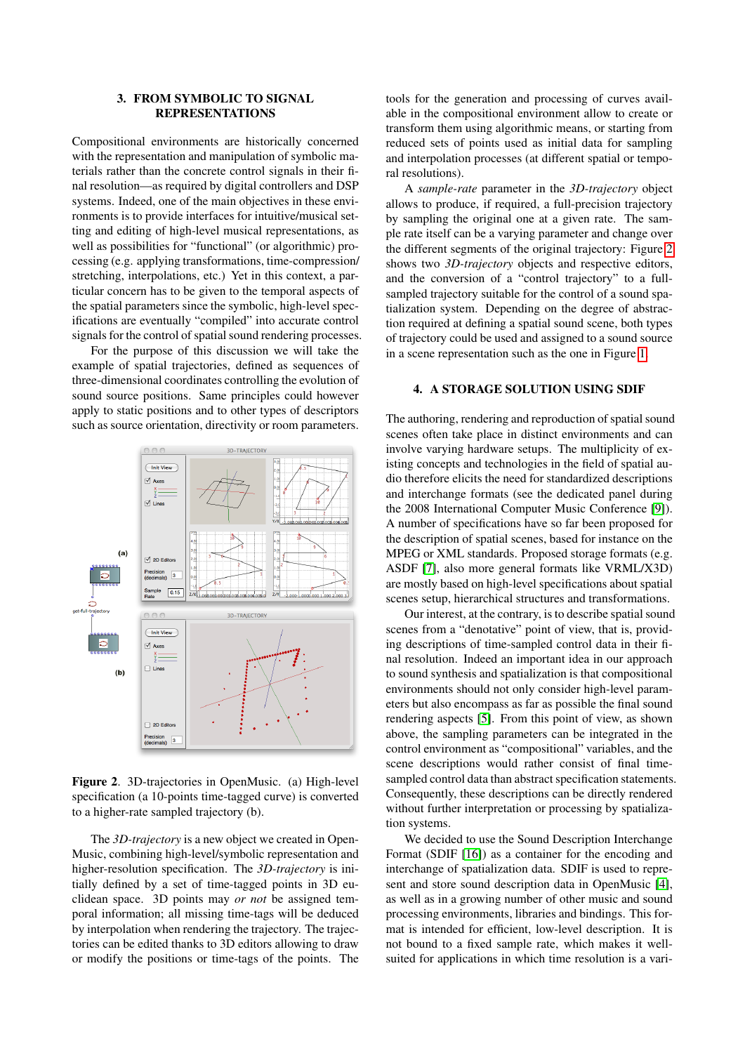## 3. FROM SYMBOLIC TO SIGNAL REPRESENTATIONS

Compositional environments are historically concerned with the representation and manipulation of symbolic materials rather than the concrete control signals in their final resolution—as required by digital controllers and DSP systems. Indeed, one of the main objectives in these environments is to provide interfaces for intuitive/musical setting and editing of high-level musical representations, as well as possibilities for "functional" (or algorithmic) processing (e.g. applying transformations, time-compression/stretching, interpolations, etc.) Yet in this context, a particular concern has to be given to the temporal aspects of the spatial parameters since the symbolic, high-level specifications are eventually "compiled" into accurate control signals for the control of spatial sound rendering processes.

For the purpose of this discussion we will take the example of spatial trajectories, defined as sequences of three-dimensional coordinates controlling the evolution of sound source positions. Same principles could however apply to static positions and to other types of descriptors such as source orientation, directivity or room parameters.

**Figure 2**. 3D-trajectories in OpenMusic. (a) High-level specification (a 10-points time-tagged curve) is converted to a higher-rate sampled trajectory (b).

The *3D-trajectory* is a new object we created in OpenMusic, combining high-level/symbolic representation and higher-resolution specification. The *3D-trajectory* is initially defined by a set of time-tagged points in 3D euclidean space. 3D points may *or not* be assigned temporal information; all missing time-tags will be deduced by interpolation when rendering the trajectory. The trajectories can be edited thanks to 3D editors allowing to draw or modify the positions or time-tags of the points. The tools for the generation and processing of curves available in the compositional environment allow to create or transform them using algorithmic means, or starting from reduced sets of points used as initial data for sampling and interpolation processes (at different spatial or temporal resolutions).

A *sample-rate* parameter in the *3D-trajectory* object allows to produce, if required, a full-precision trajectory by sampling the original one at a given rate. The sample rate itself can be a varying parameter and change over the different segments of the original trajectory: Figure 2 shows two *3D-trajectory* objects and respective editors, and the conversion of a "control trajectory" to a full-sampled trajectory suitable for the control of a sound spatialization system. Depending on the degree of abstraction required at defining a spatial sound scene, both types of trajectory could be used and assigned to a sound source in a scene representation such as the one in Figure 1.

## 4. A STORAGE SOLUTION USING SDIF

The authoring, rendering and reproduction of spatial sound scenes often take place in distinct environments and can involve varying hardware setups. The multiplicity of existing concepts and technologies in the field of spatial audio therefore elicits the need for standardized descriptions and interchange formats (see the dedicated panel during the 2008 International Computer Music Conference [9]). A number of specifications have so far been proposed for the description of spatial scenes, based for instance on the MPEG or XML standards. Proposed storage formats (e.g. ASDF [7], also more general formats like VRML/X3D) are mostly based on high-level specifications about spatial scenes setup, hierarchical structures and transformations.

Our interest, at the contrary, is to describe spatial sound scenes from a "denotative" point of view, that is, providing descriptions of time-sampled control data in their final resolution. Indeed an important idea in our approach to sound synthesis and spatialization is that compositional environments should not only consider high-level parameters but also encompass as far as possible the final sound rendering aspects [5]. From this point of view, as shown above, the sampling parameters can be integrated in the control environment as "compositional" variables, and the scene descriptions would rather consist of final time-sampled control data than abstract specification statements. Consequently, these descriptions can be directly rendered without further interpretation or processing by spatialization systems.

We decided to use the Sound Description Interchange Format (SDIF [16]) as a container for the encoding and interchange of spatialization data. SDIF is used to represent and store sound description data in OpenMusic [4], as well as in a growing number of other music and sound processing environments, libraries and bindings. This format is intended for efficient, low-level description. It is not bound to a fixed sample rate, which makes it well-suited for applications in which time resolution is a vari-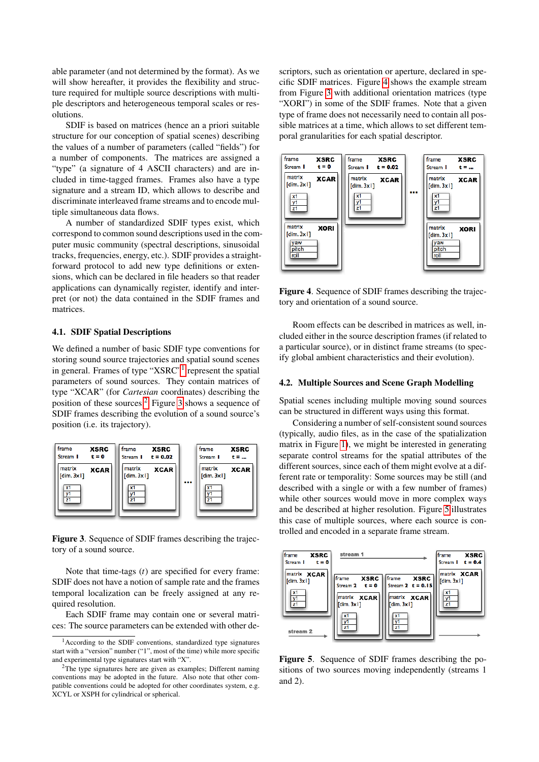able parameter (and not determined by the format). As we will show hereafter, it provides the flexibility and structure required for multiple source descriptions with multiple descriptors and heterogeneous temporal scales or resolutions.

SDIF is based on matrices (hence an a priori suitable structure for our conception of spatial scenes) describing the values of a number of parameters (called "fields") for a number of components. The matrices are assigned a "type" (a signature of 4 ASCII characters) and are included in time-tagged frames. Frames also have a type signature and a stream ID, which allows to describe and discriminate interleaved frame streams and to encode multiple simultaneous data flows.

A number of standardized SDIF types exist, which correspond to common sound descriptions used in the computer music community (spectral descriptions, sinusoidal tracks, frequencies, energy, etc.). SDIF provides a straightforward protocol to add new type definitions or extensions, which can be declared in file headers so that reader applications can dynamically register, identify and interpret (or not) the data contained in the SDIF frames and matrices.

### 4.1. SDIF Spatial Descriptions

We defined a number of basic SDIF type conventions for storing sound source trajectories and spatial sound scenes in general. Frames of type "XSRC" [1] represent the spatial parameters of sound sources. They contain matrices of type "XCAR" (for *Cartesian* coordinates) describing the position of these sources.[2] Figure 3 shows a sequence of SDIF frames describing the evolution of a sound source's position (i.e. its trajectory).

Figure 3. Sequence of SDIF frames describing the trajectory of a sound source.

Note that time-tags ($t$) are specified for every frame: SDIF does not have a notion of sample rate and the frames temporal localization can be freely assigned at any required resolution.

Each SDIF frame may contain one or several matrices: The source parameters can be extended with other descriptors, such as orientation or aperture, declared in specific SDIF matrices. Figure 4 shows the example stream from Figure 3 with additional orientation matrices (type "XORI") in some of the SDIF frames. Note that a given type of frame does not necessarily need to contain all possible matrices at a time, which allows to set different temporal granularities for each spatial descriptor.

Figure 4. Sequence of SDIF frames describing the trajectory and orientation of a sound source.

Room effects can be described in matrices as well, included either in the source description frames (if related to a particular source), or in distinct frame streams (to specify global ambient characteristics and their evolution).

### 4.2. Multiple Sources and Scene Graph Modelling

Spatial scenes including multiple moving sound sources can be structured in different ways using this format.

Considering a number of self-consistent sound sources (typically, audio files, as in the case of the spatialization matrix in Figure 1), we might be interested in generating separate control streams for the spatial attributes of the different sources, since each of them might evolve at a different rate or temporality: Some sources may be still (and described with a single or with a few number of frames) while other sources would move in more complex ways and be described at higher resolution. Figure 5 illustrates this case of multiple sources, where each source is controlled and encoded in a separate frame stream.

Figure 5. Sequence of SDIF frames describing the positions of two sources moving independently (streams 1 and 2).

[1] According to the SDIF conventions, standardized type signatures start with a "version" number ("1", most of the time) while more specific and experimental type signatures start with "X".

[2] The type signatures here are given as examples; Different naming conventions may be adopted in the future. Also note that other compatible conventions could be adopted for other coordinates system, e.g. XCYL or XSPH for cylindrical or spherical.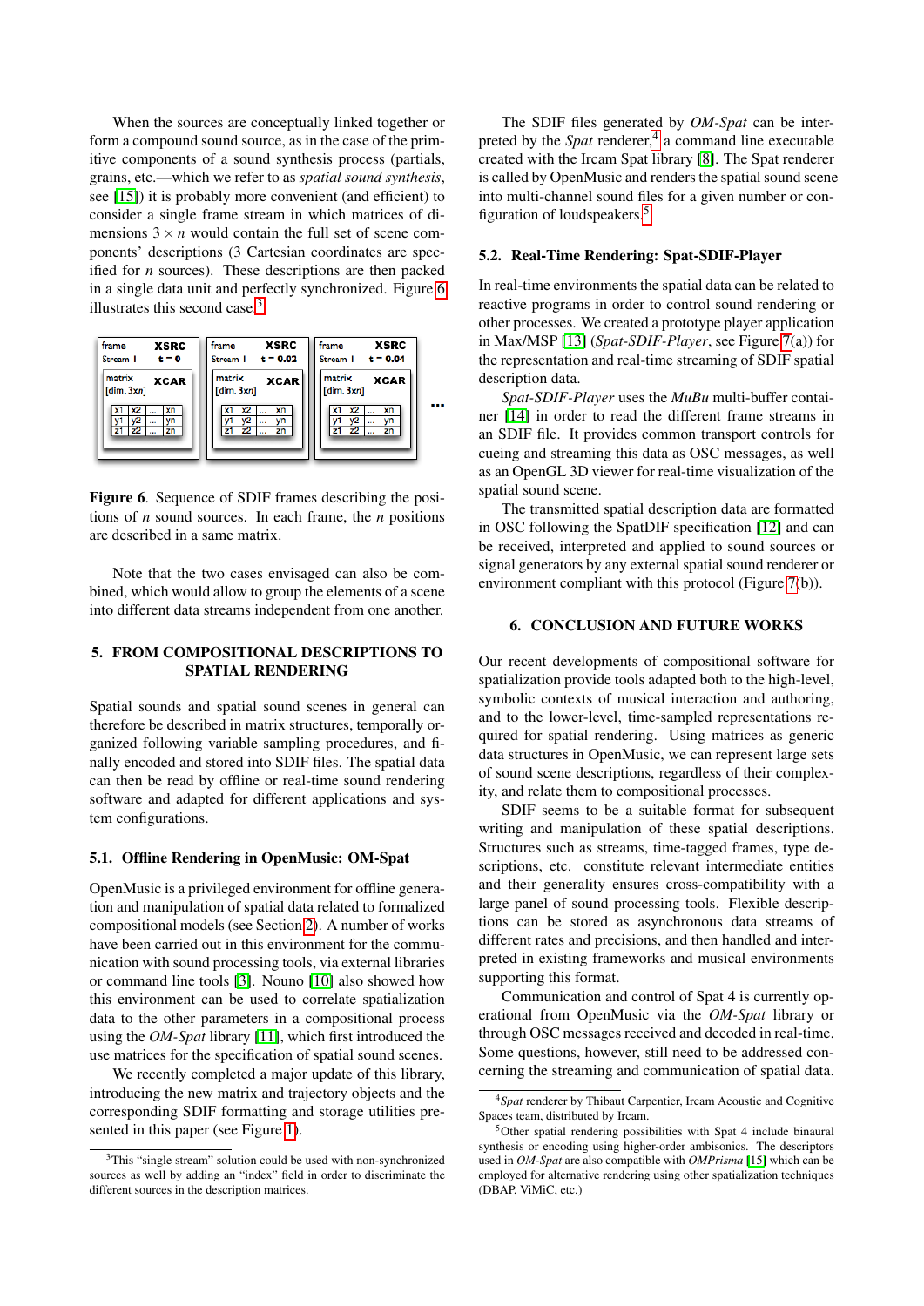When the sources are conceptually linked together or form a compound sound source, as in the case of the primitive components of a sound synthesis process (partials, grains, etc.—which we refer to as *spatial sound synthesis*, see [15]) it is probably more convenient (and efficient) to consider a single frame stream in which matrices of dimensions $3 \times n$ would contain the full set of scene components' descriptions (3 Cartesian coordinates are specified for $n$ sources). These descriptions are then packed in a single data unit and perfectly synchronized. Figure 6 illustrates this second case.[3]

**Figure 6**. Sequence of SDIF frames describing the positions of $n$ sound sources. In each frame, the $n$ positions are described in a same matrix.

Note that the two cases envisaged can also be combined, which would allow to group the elements of a scene into different data streams independent from one another.

## 5. FROM COMPOSITIONAL DESCRIPTIONS TO SPATIAL RENDERING

Spatial sounds and spatial sound scenes in general can therefore be described in matrix structures, temporally organized following variable sampling procedures, and finally encoded and stored into SDIF files. The spatial data can then be read by offline or real-time sound rendering software and adapted for different applications and system configurations.

### 5.1. Offline Rendering in OpenMusic: OM-Spat

OpenMusic is a privileged environment for offline generation and manipulation of spatial data related to formalized compositional models (see Section 2). A number of works have been carried out in this environment for the communication with sound processing tools, via external libraries or command line tools [3]. Nouno [10] also showed how this environment can be used to correlate spatialization data to the other parameters in a compositional process using the *OM-Spat* library [11], which first introduced the use matrices for the specification of spatial sound scenes.

We recently completed a major update of this library, introducing the new matrix and trajectory objects and the corresponding SDIF formatting and storage utilities presented in this paper (see Figure 1).

The SDIF files generated by *OM-Spat* can be interpreted by the *Spat* renderer,[4] a command line executable created with the Ircam Spat library [8]. The Spat renderer is called by OpenMusic and renders the spatial sound scene into multi-channel sound files for a given number or configuration of loudspeakers.[5]

### 5.2. Real-Time Rendering: Spat-SDIF-Player

In real-time environments the spatial data can be related to reactive programs in order to control sound rendering or other processes. We created a prototype player application in Max/MSP [13] (*Spat-SDIF-Player*, see Figure 7(a)) for the representation and real-time streaming of SDIF spatial description data.

*Spat-SDIF-Player* uses the *MuBu* multi-buffer container [14] in order to read the different frame streams in an SDIF file. It provides common transport controls for cueing and streaming this data as OSC messages, as well as an OpenGL 3D viewer for real-time visualization of the spatial sound scene.

The transmitted spatial description data are formatted in OSC following the SpatDIF specification [12] and can be received, interpreted and applied to sound sources or signal generators by any external spatial sound renderer or environment compliant with this protocol (Figure 7(b)).

## 6. CONCLUSION AND FUTURE WORKS

Our recent developments of compositional software for spatialization provide tools adapted both to the high-level, symbolic contexts of musical interaction and authoring, and to the lower-level, time-sampled representations required for spatial rendering. Using matrices as generic data structures in OpenMusic, we can represent large sets of sound scene descriptions, regardless of their complexity, and relate them to compositional processes.

SDIF seems to be a suitable format for subsequent writing and manipulation of these spatial descriptions. Structures such as streams, time-tagged frames, type descriptions, etc. constitute relevant intermediate entities and their generality ensures cross-compatibility with a large panel of sound processing tools. Flexible descriptions can be stored as asynchronous data streams of different rates and precisions, and then handled and interpreted in existing frameworks and musical environments supporting this format.

Communication and control of Spat 4 is currently operational from OpenMusic via the *OM-Spat* library or through OSC messages received and decoded in real-time. Some questions, however, still need to be addressed concerning the streaming and communication of spatial data.

[3] This "single stream" solution could be used with non-synchronized sources as well by adding an "index" field in order to discriminate the different sources in the description matrices.

[4] *Spat* renderer by Thibaut Carpentier, Ircam Acoustic and Cognitive Spaces team, distributed by Ircam.

[5] Other spatial rendering possibilities with Spat 4 include binaural synthesis or encoding using higher-order ambisonics. The descriptors used in *OM-Spat* are also compatible with *OMPrisma* [15] which can be employed for alternative rendering using other spatialization techniques (DBAP, ViMiC, etc.)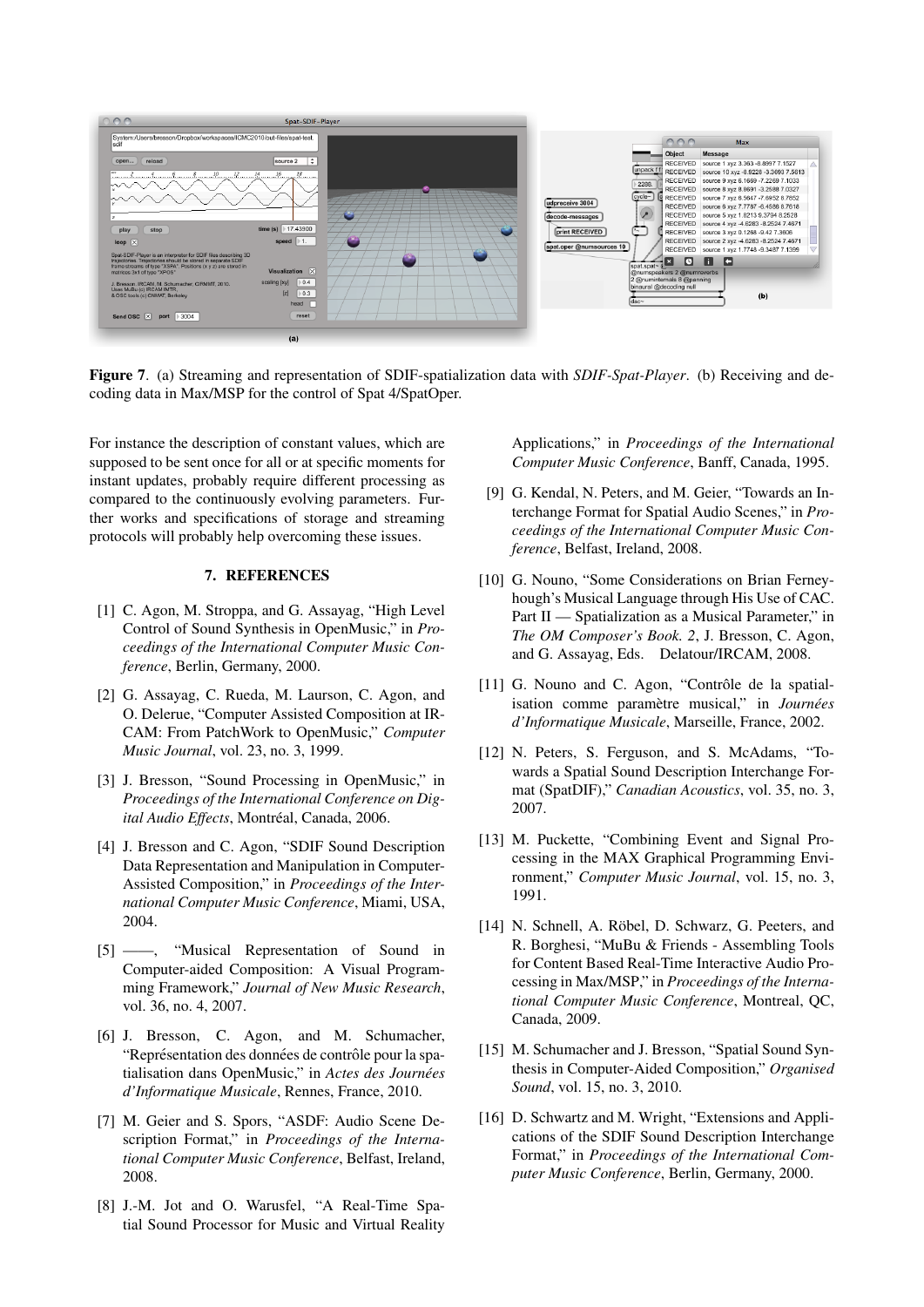**Figure 7**. (a) Streaming and representation of SDIF-spatialization data with *SDIF-Spat-Player*. (b) Receiving and decoding data in Max/MSP for the control of Spat 4/SpatOper.

For instance the description of constant values, which are supposed to be sent once for all or at specific moments for instant updates, probably require different processing as compared to the continuously evolving parameters. Further works and specifications of storage and streaming protocols will probably help overcoming these issues.

## 7. REFERENCES

[1] C. Agon, M. Stroppa, and G. Assayag, "High Level Control of Sound Synthesis in OpenMusic," in *Proceedings of the International Computer Music Conference*, Berlin, Germany, 2000.

[2] G. Assayag, C. Rueda, M. Laurson, C. Agon, and O. Delerue, "Computer Assisted Composition at IRCAM: From PatchWork to OpenMusic," *Computer Music Journal*, vol. 23, no. 3, 1999.

[3] J. Bresson, "Sound Processing in OpenMusic," in *Proceedings of the International Conference on Digital Audio Effects*, Montréal, Canada, 2006.

[4] J. Bresson and C. Agon, "SDIF Sound Description Data Representation and Manipulation in Computer-Assisted Composition," in *Proceedings of the International Computer Music Conference*, Miami, USA, 2004.

[5] ——, "Musical Representation of Sound in Computer-aided Composition: A Visual Programming Framework," *Journal of New Music Research*, vol. 36, no. 4, 2007.

[6] J. Bresson, C. Agon, and M. Schumacher, "Représentation des données de contrôle pour la spatialisation dans OpenMusic," in *Actes des Journées d'Informatique Musicale*, Rennes, France, 2010.

[7] M. Geier and S. Spors, "ASDF: Audio Scene Description Format," in *Proceedings of the International Computer Music Conference*, Belfast, Ireland, 2008.

[8] J.-M. Jot and O. Warusfel, "A Real-Time Spatial Sound Processor for Music and Virtual Reality Applications," in *Proceedings of the International Computer Music Conference*, Banff, Canada, 1995.

[9] G. Kendal, N. Peters, and M. Geier, "Towards an Interchange Format for Spatial Audio Scenes," in *Proceedings of the International Computer Music Conference*, Belfast, Ireland, 2008.

[10] G. Nouno, "Some Considerations on Brian Ferneyhough's Musical Language through His Use of CAC. Part II — Spatialization as a Musical Parameter," in *The OM Composer's Book. 2*, J. Bresson, C. Agon, and G. Assayag, Eds. Delatour/IRCAM, 2008.

[11] G. Nouno and C. Agon, "Contrôle de la spatialisation comme paramètre musical," in *Journées d'Informatique Musicale*, Marseille, France, 2002.

[12] N. Peters, S. Ferguson, and S. McAdams, "Towards a Spatial Sound Description Interchange Format (SpatDIF)," *Canadian Acoustics*, vol. 35, no. 3, 2007.

[13] M. Puckette, "Combining Event and Signal Processing in the MAX Graphical Programming Environment," *Computer Music Journal*, vol. 15, no. 3, 1991.

[14] N. Schnell, A. Röbel, D. Schwarz, G. Peeters, and R. Borghesi, "MuBu & Friends - Assembling Tools for Content Based Real-Time Interactive Audio Processing in Max/MSP," in *Proceedings of the International Computer Music Conference*, Montreal, QC, Canada, 2009.

[15] M. Schumacher and J. Bresson, "Spatial Sound Synthesis in Computer-Aided Composition," *Organised Sound*, vol. 15, no. 3, 2010.

[16] D. Schwartz and M. Wright, "Extensions and Applications of the SDIF Sound Description Interchange Format," in *Proceedings of the International Computer Music Conference*, Berlin, Germany, 2000.